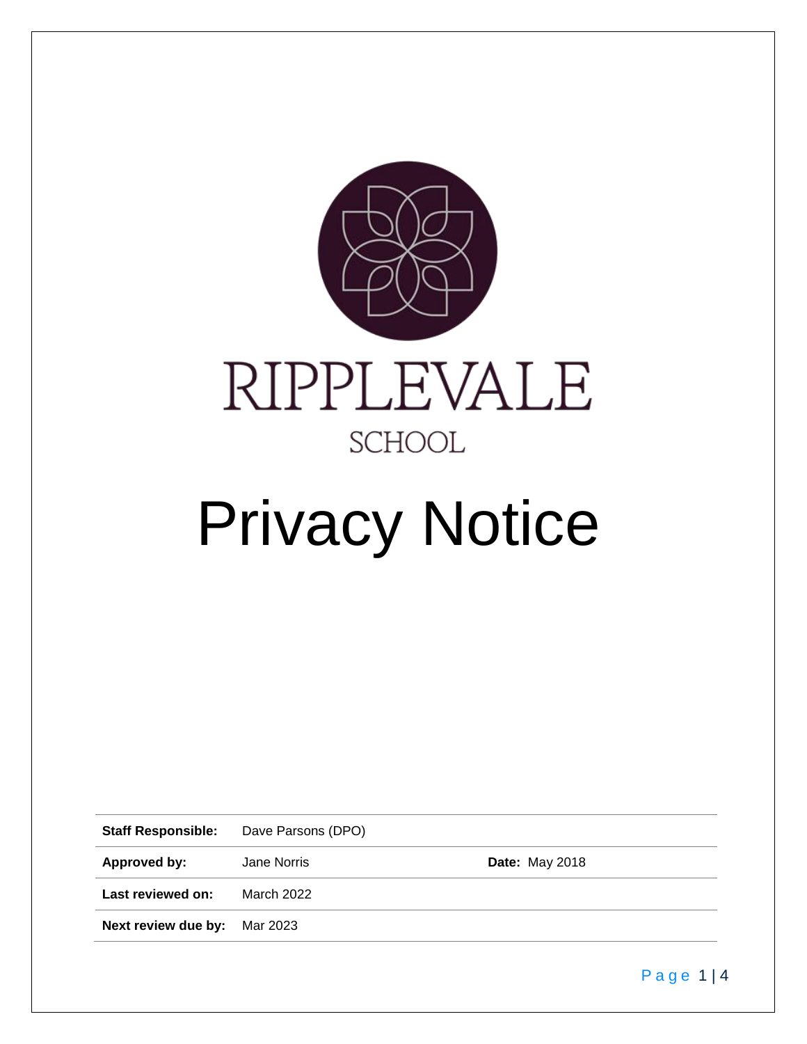RIPPLEVALE

SCHOOL

# Privacy Notice

| **Staff Responsible:** | Dave Parsons (DPO) | |
|---|---|---|
| **Approved by:** | Jane Norris | **Date:** May 2018 |
| **Last reviewed on:** | March 2022 | |
| **Next review due by:** | Mar 2023 | |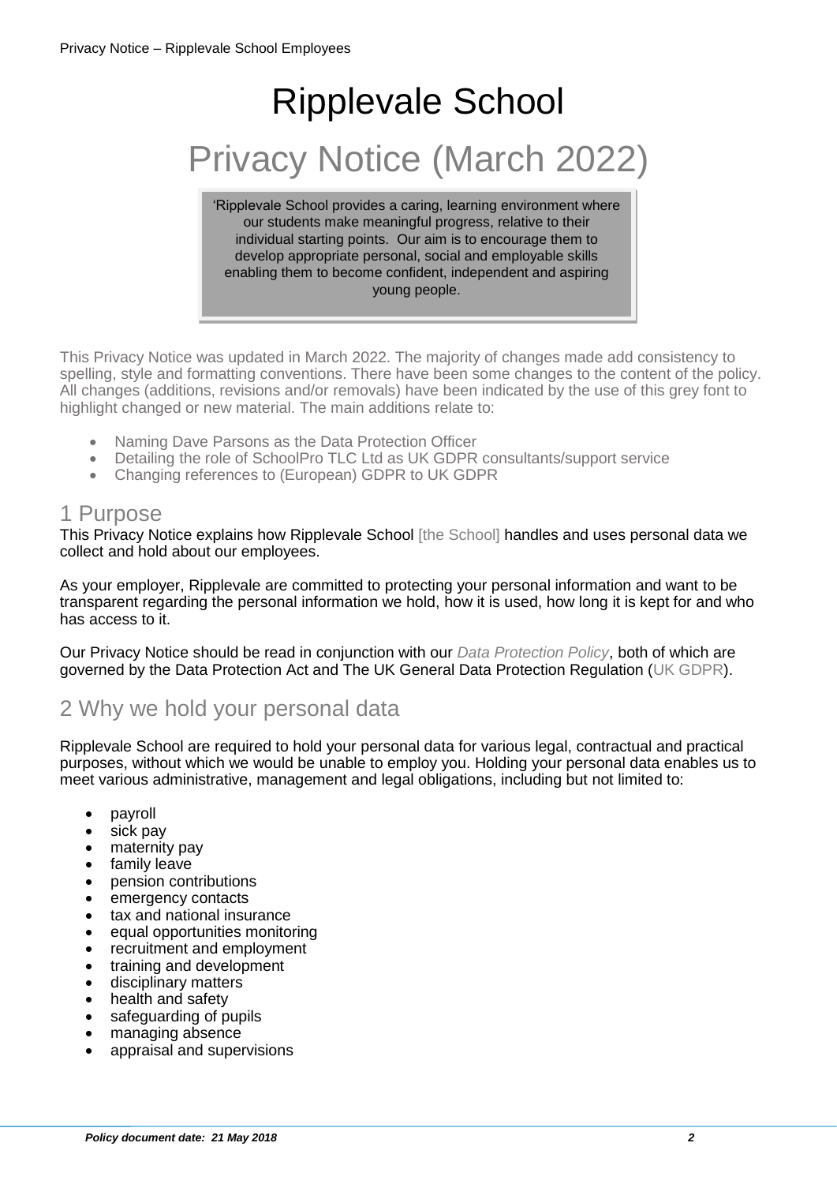# Ripplevale School

# Privacy Notice (March 2022)

'Ripplevale School provides a caring, learning environment where our students make meaningful progress, relative to their individual starting points. Our aim is to encourage them to develop appropriate personal, social and employable skills enabling them to become confident, independent and aspiring young people.

This Privacy Notice was updated in March 2022. The majority of changes made add consistency to spelling, style and formatting conventions. There have been some changes to the content of the policy. All changes (additions, revisions and/or removals) have been indicated by the use of this grey font to highlight changed or new material. The main additions relate to:

- Naming Dave Parsons as the Data Protection Officer
- Detailing the role of SchoolPro TLC Ltd as UK GDPR consultants/support service
- Changing references to (European) GDPR to UK GDPR

## 1 Purpose

This Privacy Notice explains how Ripplevale School [the School] handles and uses personal data we collect and hold about our employees.

As your employer, Ripplevale are committed to protecting your personal information and want to be transparent regarding the personal information we hold, how it is used, how long it is kept for and who has access to it.

Our Privacy Notice should be read in conjunction with our *Data Protection Policy*, both of which are governed by the Data Protection Act and The UK General Data Protection Regulation (UK GDPR).

## 2 Why we hold your personal data

Ripplevale School are required to hold your personal data for various legal, contractual and practical purposes, without which we would be unable to employ you. Holding your personal data enables us to meet various administrative, management and legal obligations, including but not limited to:

- payroll
- sick pay
- maternity pay
- family leave
- pension contributions
- emergency contacts
- tax and national insurance
- equal opportunities monitoring
- recruitment and employment
- training and development
- disciplinary matters
- health and safety
- safeguarding of pupils
- managing absence
- appraisal and supervisions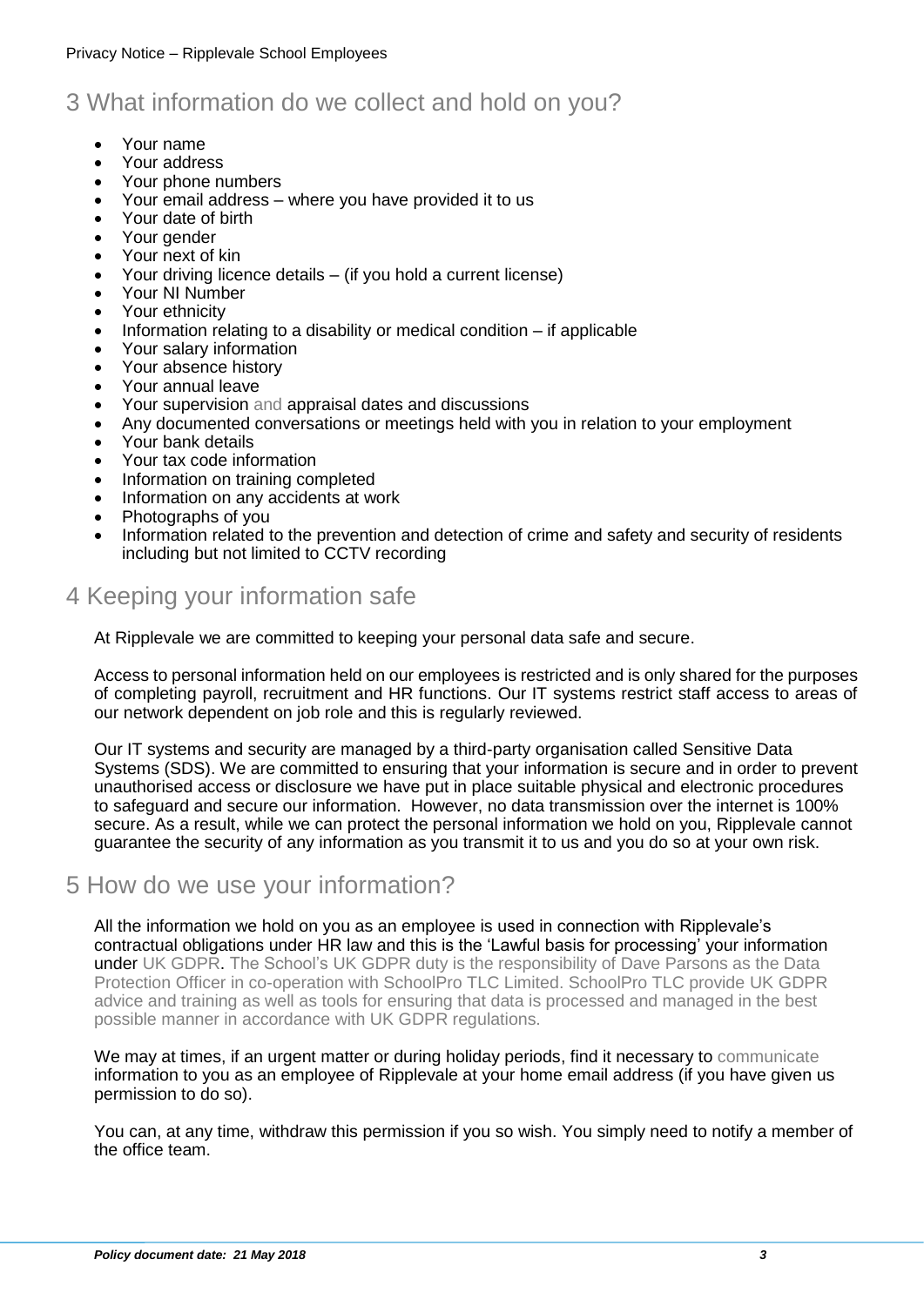## 3 What information do we collect and hold on you?

- Your name
- Your address
- Your phone numbers
- Your email address – where you have provided it to us
- Your date of birth
- Your gender
- Your next of kin
- Your driving licence details – (if you hold a current license)
- Your NI Number
- Your ethnicity
- Information relating to a disability or medical condition – if applicable
- Your salary information
- Your absence history
- Your annual leave
- Your supervision and appraisal dates and discussions
- Any documented conversations or meetings held with you in relation to your employment
- Your bank details
- Your tax code information
- Information on training completed
- Information on any accidents at work
- Photographs of you
- Information related to the prevention and detection of crime and safety and security of residents including but not limited to CCTV recording

## 4 Keeping your information safe

At Ripplevale we are committed to keeping your personal data safe and secure.

Access to personal information held on our employees is restricted and is only shared for the purposes of completing payroll, recruitment and HR functions. Our IT systems restrict staff access to areas of our network dependent on job role and this is regularly reviewed.

Our IT systems and security are managed by a third-party organisation called Sensitive Data Systems (SDS). We are committed to ensuring that your information is secure and in order to prevent unauthorised access or disclosure we have put in place suitable physical and electronic procedures to safeguard and secure our information. However, no data transmission over the internet is 100% secure. As a result, while we can protect the personal information we hold on you, Ripplevale cannot guarantee the security of any information as you transmit it to us and you do so at your own risk.

## 5 How do we use your information?

All the information we hold on you as an employee is used in connection with Ripplevale's contractual obligations under HR law and this is the 'Lawful basis for processing' your information under UK GDPR. The School's UK GDPR duty is the responsibility of Dave Parsons as the Data Protection Officer in co-operation with SchoolPro TLC Limited. SchoolPro TLC provide UK GDPR advice and training as well as tools for ensuring that data is processed and managed in the best possible manner in accordance with UK GDPR regulations.

We may at times, if an urgent matter or during holiday periods, find it necessary to communicate information to you as an employee of Ripplevale at your home email address (if you have given us permission to do so).

You can, at any time, withdraw this permission if you so wish. You simply need to notify a member of the office team.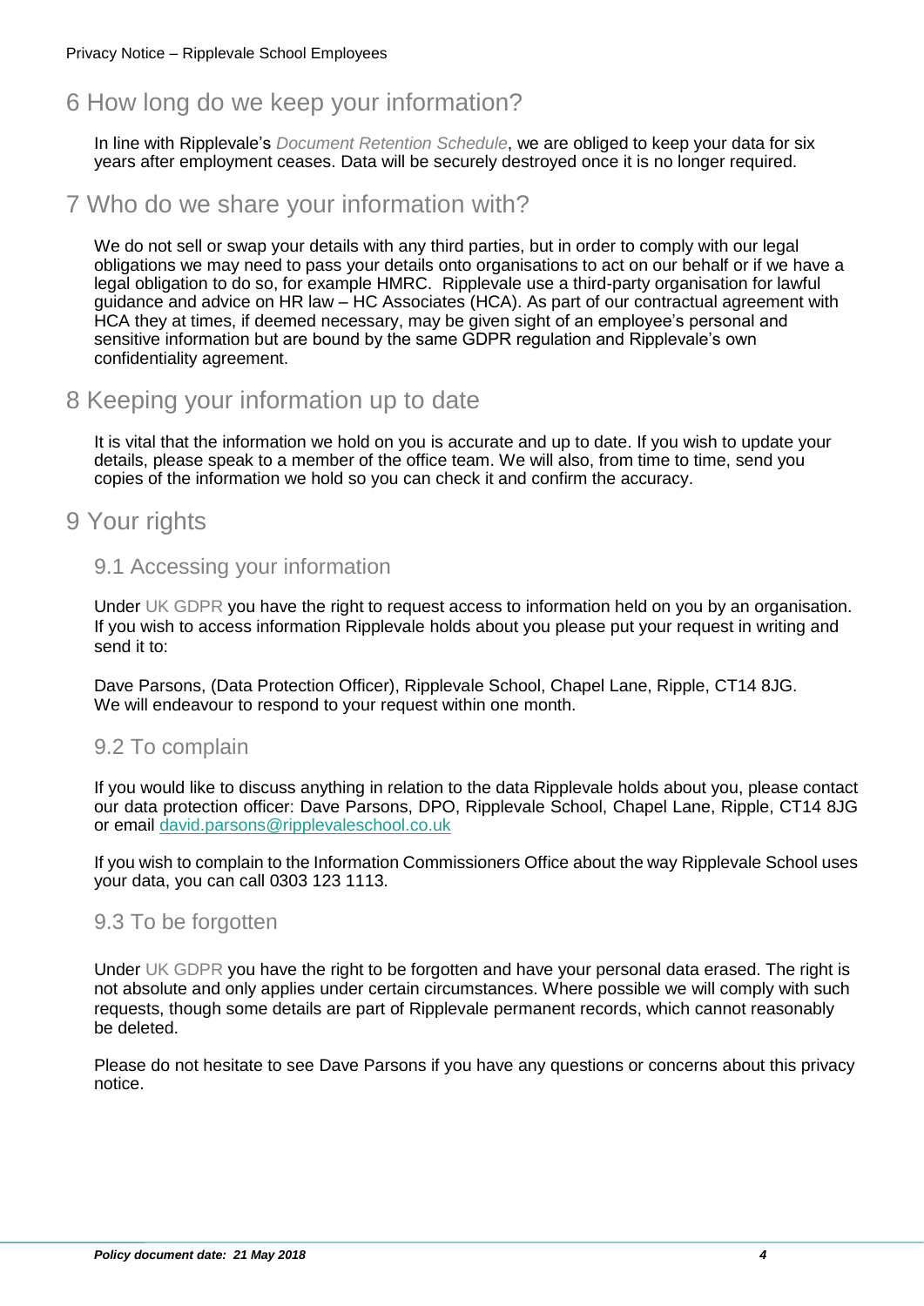## 6 How long do we keep your information?

In line with Ripplevale's *Document Retention Schedule*, we are obliged to keep your data for six years after employment ceases. Data will be securely destroyed once it is no longer required.

## 7 Who do we share your information with?

We do not sell or swap your details with any third parties, but in order to comply with our legal obligations we may need to pass your details onto organisations to act on our behalf or if we have a legal obligation to do so, for example HMRC. Ripplevale use a third-party organisation for lawful guidance and advice on HR law – HC Associates (HCA). As part of our contractual agreement with HCA they at times, if deemed necessary, may be given sight of an employee's personal and sensitive information but are bound by the same GDPR regulation and Ripplevale's own confidentiality agreement.

## 8 Keeping your information up to date

It is vital that the information we hold on you is accurate and up to date. If you wish to update your details, please speak to a member of the office team. We will also, from time to time, send you copies of the information we hold so you can check it and confirm the accuracy.

## 9 Your rights

### 9.1 Accessing your information

Under UK GDPR you have the right to request access to information held on you by an organisation. If you wish to access information Ripplevale holds about you please put your request in writing and send it to:

Dave Parsons, (Data Protection Officer), Ripplevale School, Chapel Lane, Ripple, CT14 8JG.
We will endeavour to respond to your request within one month.

### 9.2 To complain

If you would like to discuss anything in relation to the data Ripplevale holds about you, please contact our data protection officer: Dave Parsons, DPO, Ripplevale School, Chapel Lane, Ripple, CT14 8JG or email david.parsons@ripplevaleschool.co.uk

If you wish to complain to the Information Commissioners Office about the way Ripplevale School uses your data, you can call 0303 123 1113.

### 9.3 To be forgotten

Under UK GDPR you have the right to be forgotten and have your personal data erased. The right is not absolute and only applies under certain circumstances. Where possible we will comply with such requests, though some details are part of Ripplevale permanent records, which cannot reasonably be deleted.

Please do not hesitate to see Dave Parsons if you have any questions or concerns about this privacy notice.